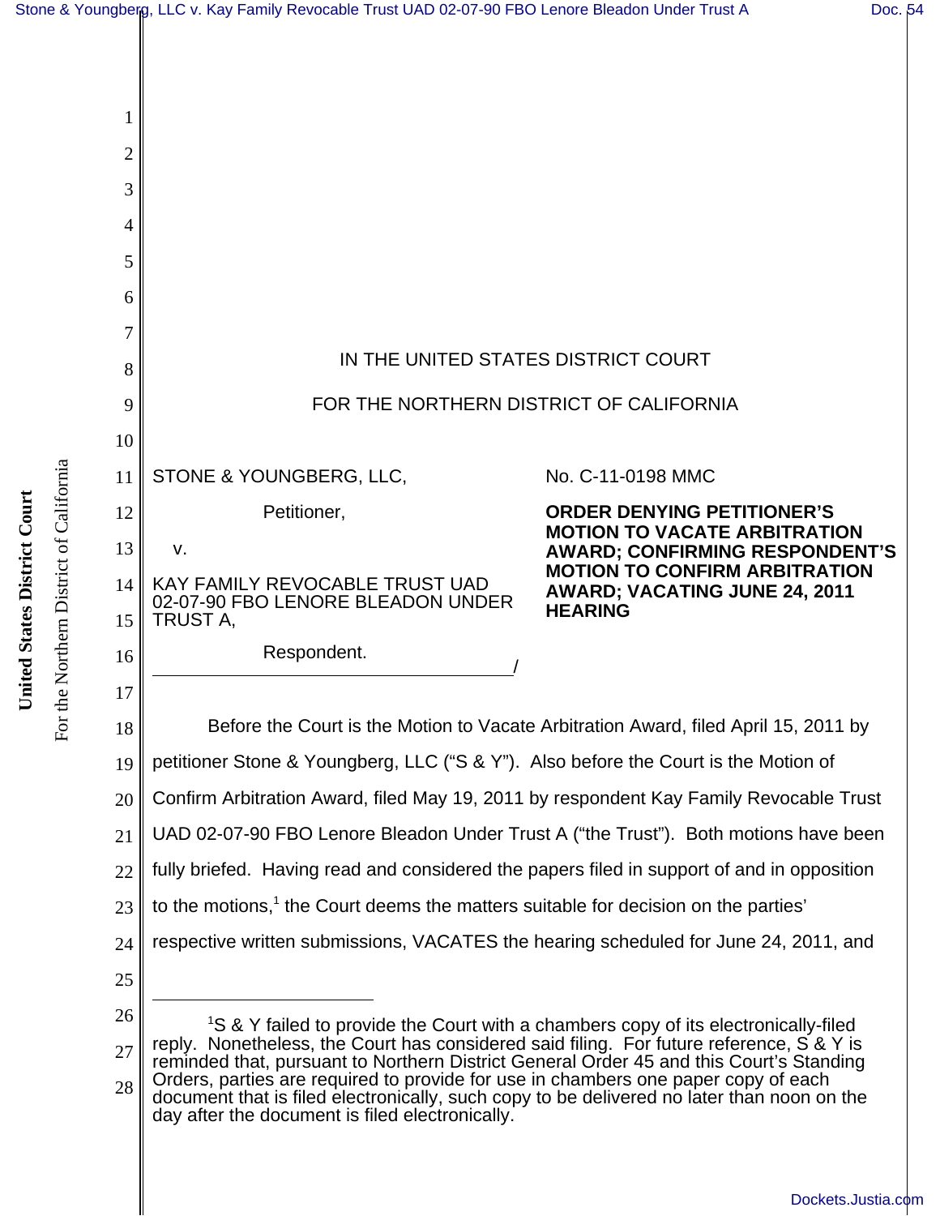IN THE UNITED STATES DISTRICT COURT

FOR THE NORTHERN DISTRICT OF CALIFORNIA

STONE & YOUNGBERG, LLC,

Petitioner,

v.

KAY FAMILY REVOCABLE TRUST UAD 02-07-90 FBO LENORE BLEADON UNDER TRUST A,

Respondent.

No. C-11-0198 MMC

**ORDER DENYING PETITIONER'S MOTION TO VACATE ARBITRATION AWARD; CONFIRMING RESPONDENT'S MOTION TO CONFIRM ARBITRATION AWARD; VACATING JUNE 24, 2011 HEARING**

Before the Court is the Motion to Vacate Arbitration Award, filed April 15, 2011 by petitioner Stone & Youngberg, LLC ("S & Y"). Also before the Court is the Motion of Confirm Arbitration Award, filed May 19, 2011 by respondent Kay Family Revocable Trust UAD 02-07-90 FBO Lenore Bleadon Under Trust A ("the Trust"). Both motions have been fully briefed. Having read and considered the papers filed in support of and in opposition to the motions,[1] the Court deems the matters suitable for decision on the parties' respective written submissions, VACATES the hearing scheduled for June 24, 2011, and

---

[1] S & Y failed to provide the Court with a chambers copy of its electronically-filed reply. Nonetheless, the Court has considered said filing. For future reference, S & Y is reminded that, pursuant to Northern District General Order 45 and this Court's Standing Orders, parties are required to provide for use in chambers one paper copy of each document that is filed electronically, such copy to be delivered no later than noon on the day after the document is filed electronically.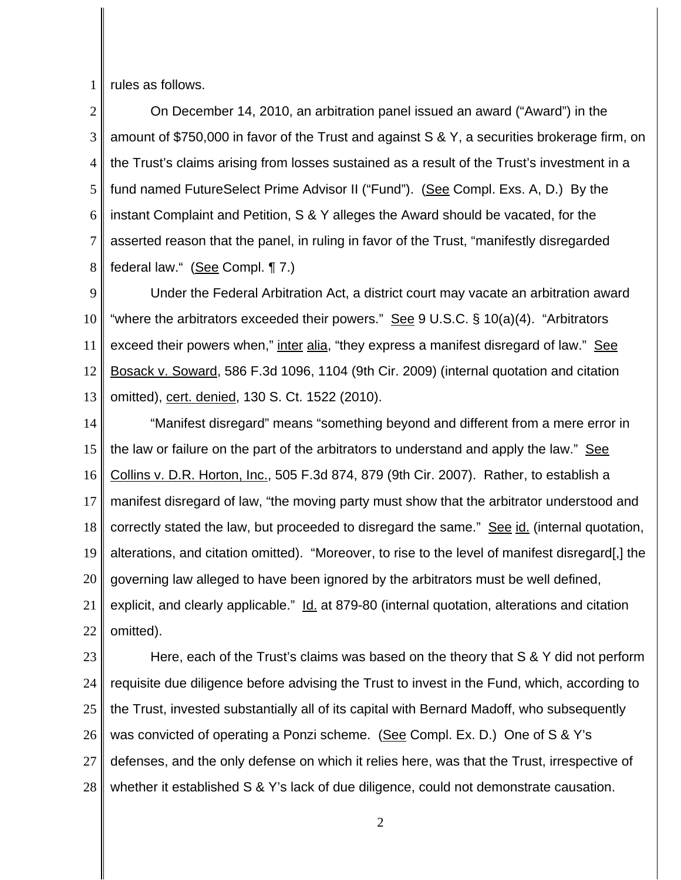rules as follows.

On December 14, 2010, an arbitration panel issued an award ("Award") in the amount of $750,000 in favor of the Trust and against S & Y, a securities brokerage firm, on the Trust's claims arising from losses sustained as a result of the Trust's investment in a fund named FutureSelect Prime Advisor II ("Fund"). (See Compl. Exs. A, D.) By the instant Complaint and Petition, S & Y alleges the Award should be vacated, for the asserted reason that the panel, in ruling in favor of the Trust, "manifestly disregarded federal law." (See Compl. ¶ 7.)

Under the Federal Arbitration Act, a district court may vacate an arbitration award "where the arbitrators exceeded their powers." See 9 U.S.C. § 10(a)(4). "Arbitrators exceed their powers when," inter alia, "they express a manifest disregard of law." See Bosack v. Soward, 586 F.3d 1096, 1104 (9th Cir. 2009) (internal quotation and citation omitted), cert. denied, 130 S. Ct. 1522 (2010).

"Manifest disregard" means "something beyond and different from a mere error in the law or failure on the part of the arbitrators to understand and apply the law." See Collins v. D.R. Horton, Inc., 505 F.3d 874, 879 (9th Cir. 2007). Rather, to establish a manifest disregard of law, "the moving party must show that the arbitrator understood and correctly stated the law, but proceeded to disregard the same." See id. (internal quotation, alterations, and citation omitted). "Moreover, to rise to the level of manifest disregard[,] the governing law alleged to have been ignored by the arbitrators must be well defined, explicit, and clearly applicable." Id. at 879-80 (internal quotation, alterations and citation omitted).

Here, each of the Trust's claims was based on the theory that S & Y did not perform requisite due diligence before advising the Trust to invest in the Fund, which, according to the Trust, invested substantially all of its capital with Bernard Madoff, who subsequently was convicted of operating a Ponzi scheme. (See Compl. Ex. D.) One of S & Y's defenses, and the only defense on which it relies here, was that the Trust, irrespective of whether it established S & Y's lack of due diligence, could not demonstrate causation.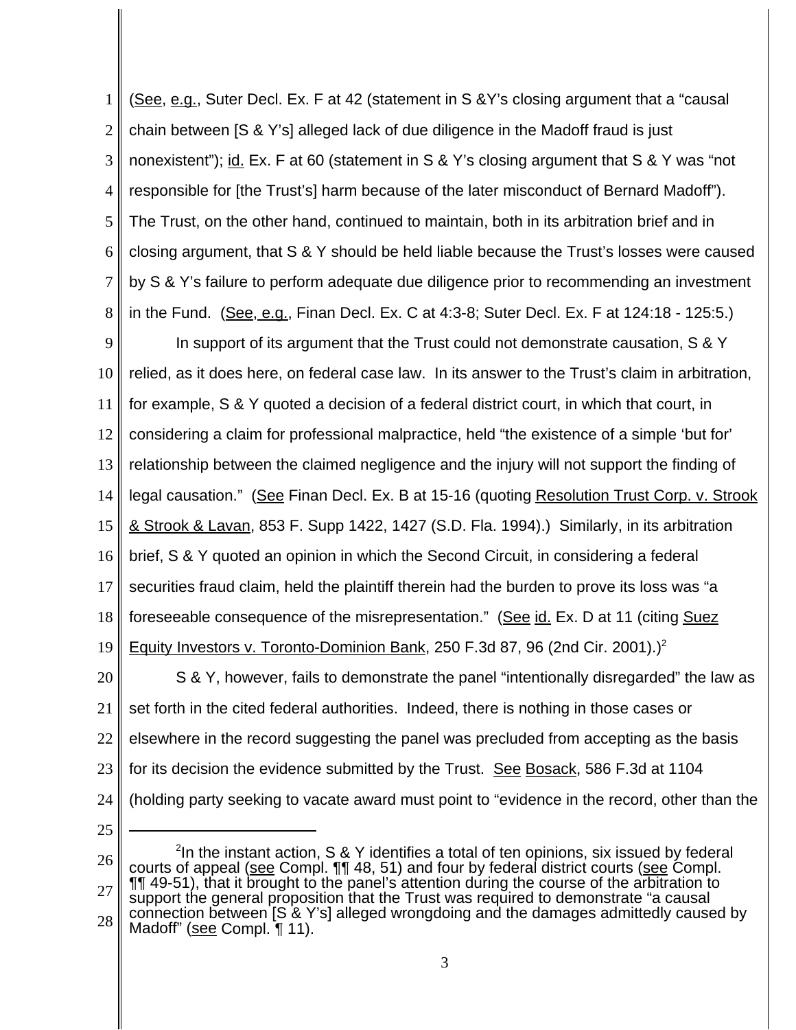(See, e.g., Suter Decl. Ex. F at 42 (statement in S &Y's closing argument that a "causal chain between [S & Y's] alleged lack of due diligence in the Madoff fraud is just nonexistent"); id. Ex. F at 60 (statement in S & Y's closing argument that S & Y was "not responsible for [the Trust's] harm because of the later misconduct of Bernard Madoff"). The Trust, on the other hand, continued to maintain, both in its arbitration brief and in closing argument, that S & Y should be held liable because the Trust's losses were caused by S & Y's failure to perform adequate due diligence prior to recommending an investment in the Fund. (See, e.g., Finan Decl. Ex. C at 4:3-8; Suter Decl. Ex. F at 124:18 - 125:5.)

In support of its argument that the Trust could not demonstrate causation, S & Y relied, as it does here, on federal case law. In its answer to the Trust's claim in arbitration, for example, S & Y quoted a decision of a federal district court, in which that court, in considering a claim for professional malpractice, held "the existence of a simple 'but for' relationship between the claimed negligence and the injury will not support the finding of legal causation." (See Finan Decl. Ex. B at 15-16 (quoting Resolution Trust Corp. v. Strook & Strook & Lavan, 853 F. Supp 1422, 1427 (S.D. Fla. 1994).) Similarly, in its arbitration brief, S & Y quoted an opinion in which the Second Circuit, in considering a federal securities fraud claim, held the plaintiff therein had the burden to prove its loss was "a foreseeable consequence of the misrepresentation." (See id. Ex. D at 11 (citing Suez Equity Investors v. Toronto-Dominion Bank, 250 F.3d 87, 96 (2nd Cir. 2001).)[2]

S & Y, however, fails to demonstrate the panel "intentionally disregarded" the law as set forth in the cited federal authorities. Indeed, there is nothing in those cases or elsewhere in the record suggesting the panel was precluded from accepting as the basis for its decision the evidence submitted by the Trust. See Bosack, 586 F.3d at 1104 (holding party seeking to vacate award must point to "evidence in the record, other than the

---

[2] In the instant action, S & Y identifies a total of ten opinions, six issued by federal courts of appeal (see Compl. ¶¶ 48, 51) and four by federal district courts (see Compl. ¶¶ 49-51), that it brought to the panel's attention during the course of the arbitration to support the general proposition that the Trust was required to demonstrate "a causal connection between [S & Y's] alleged wrongdoing and the damages admittedly caused by Madoff" (see Compl. ¶ 11).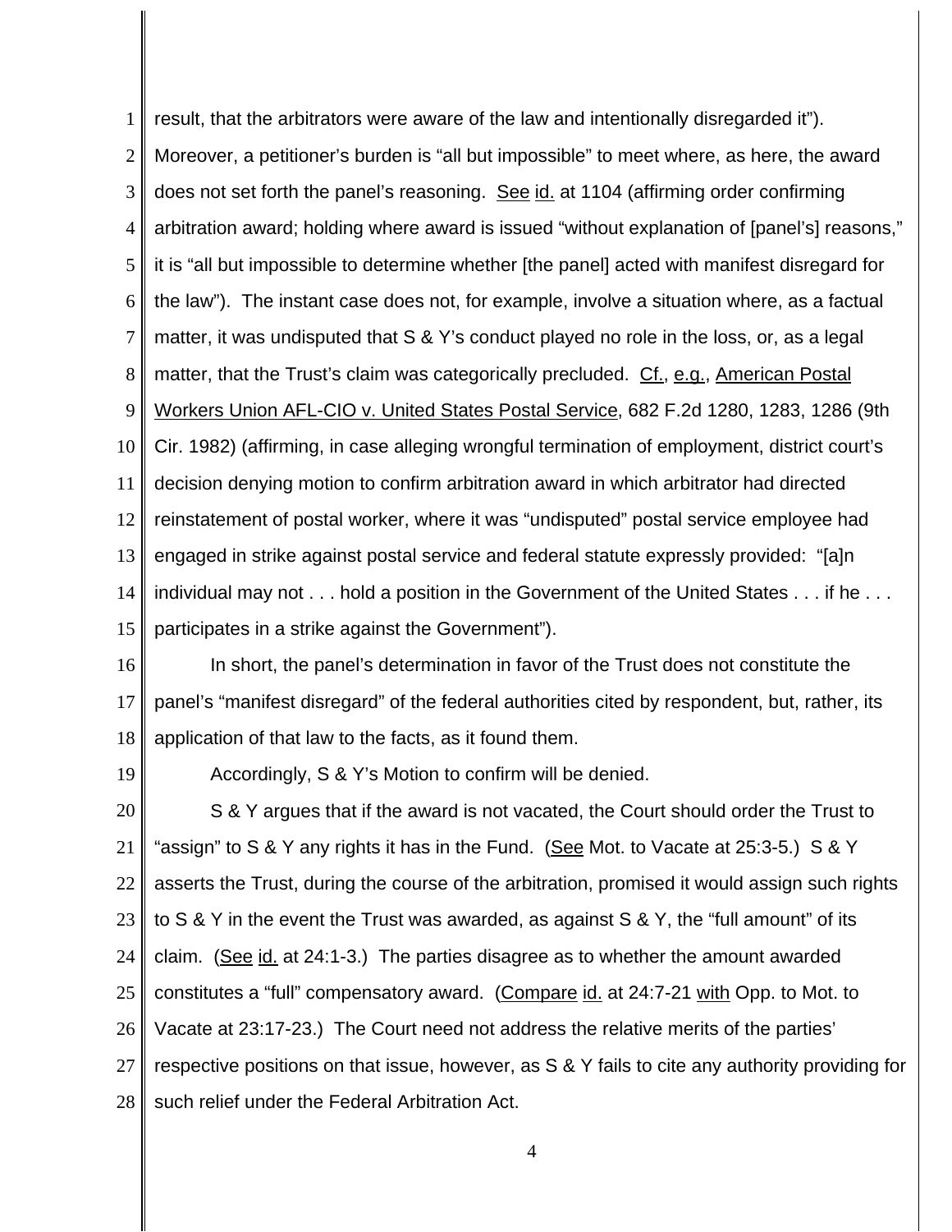result, that the arbitrators were aware of the law and intentionally disregarded it"). Moreover, a petitioner's burden is "all but impossible" to meet where, as here, the award does not set forth the panel's reasoning. See id. at 1104 (affirming order confirming arbitration award; holding where award is issued "without explanation of [panel's] reasons," it is "all but impossible to determine whether [the panel] acted with manifest disregard for the law"). The instant case does not, for example, involve a situation where, as a factual matter, it was undisputed that S & Y's conduct played no role in the loss, or, as a legal matter, that the Trust's claim was categorically precluded. Cf., e.g., American Postal Workers Union AFL-CIO v. United States Postal Service, 682 F.2d 1280, 1283, 1286 (9th Cir. 1982) (affirming, in case alleging wrongful termination of employment, district court's decision denying motion to confirm arbitration award in which arbitrator had directed reinstatement of postal worker, where it was "undisputed" postal service employee had engaged in strike against postal service and federal statute expressly provided: "[a]n individual may not . . . hold a position in the Government of the United States . . . if he . . . participates in a strike against the Government").

In short, the panel's determination in favor of the Trust does not constitute the panel's "manifest disregard" of the federal authorities cited by respondent, but, rather, its application of that law to the facts, as it found them.

Accordingly, S & Y's Motion to confirm will be denied.

S & Y argues that if the award is not vacated, the Court should order the Trust to "assign" to S & Y any rights it has in the Fund. (See Mot. to Vacate at 25:3-5.) S & Y asserts the Trust, during the course of the arbitration, promised it would assign such rights to S & Y in the event the Trust was awarded, as against S & Y, the "full amount" of its claim. (See id. at 24:1-3.) The parties disagree as to whether the amount awarded constitutes a "full" compensatory award. (Compare id. at 24:7-21 with Opp. to Mot. to Vacate at 23:17-23.) The Court need not address the relative merits of the parties' respective positions on that issue, however, as S & Y fails to cite any authority providing for such relief under the Federal Arbitration Act.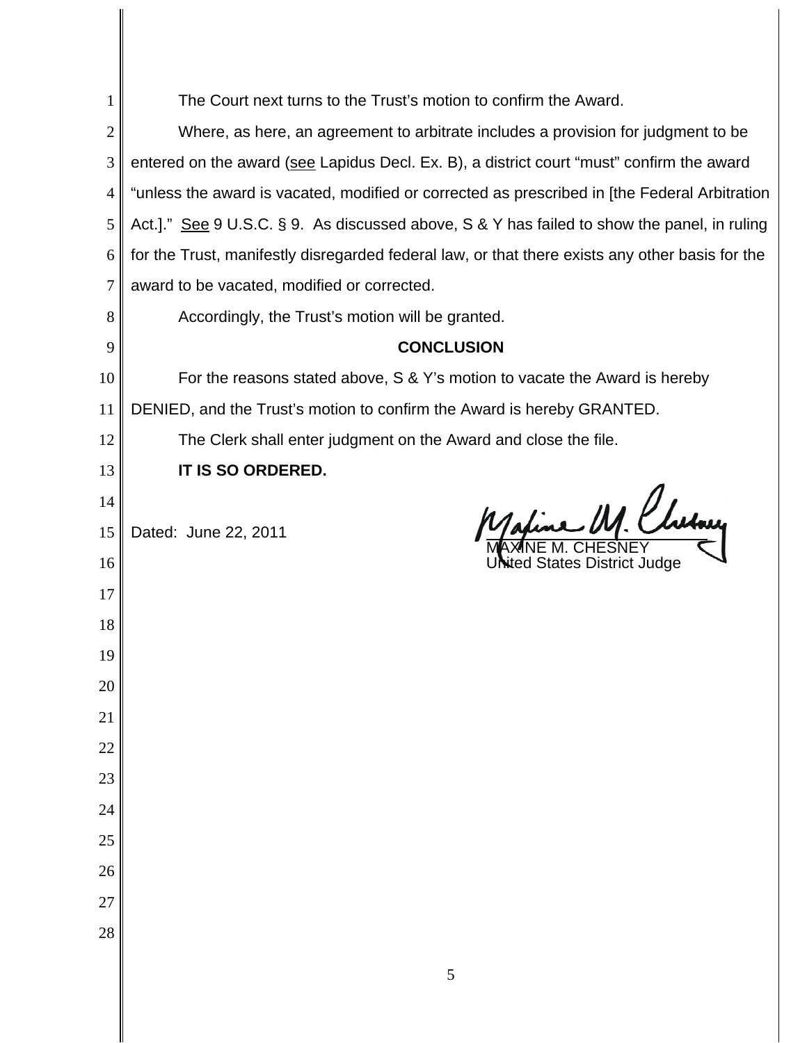The Court next turns to the Trust's motion to confirm the Award.

Where, as here, an agreement to arbitrate includes a provision for judgment to be entered on the award (see Lapidus Decl. Ex. B), a district court "must" confirm the award "unless the award is vacated, modified or corrected as prescribed in [the Federal Arbitration Act.]." See 9 U.S.C. § 9. As discussed above, S & Y has failed to show the panel, in ruling for the Trust, manifestly disregarded federal law, or that there exists any other basis for the award to be vacated, modified or corrected.

Accordingly, the Trust's motion will be granted.

## CONCLUSION

For the reasons stated above, S & Y's motion to vacate the Award is hereby DENIED, and the Trust's motion to confirm the Award is hereby GRANTED.

The Clerk shall enter judgment on the Award and close the file.

**IT IS SO ORDERED.**

Dated: June 22, 2011

MAXINE M. CHESNEY
United States District Judge